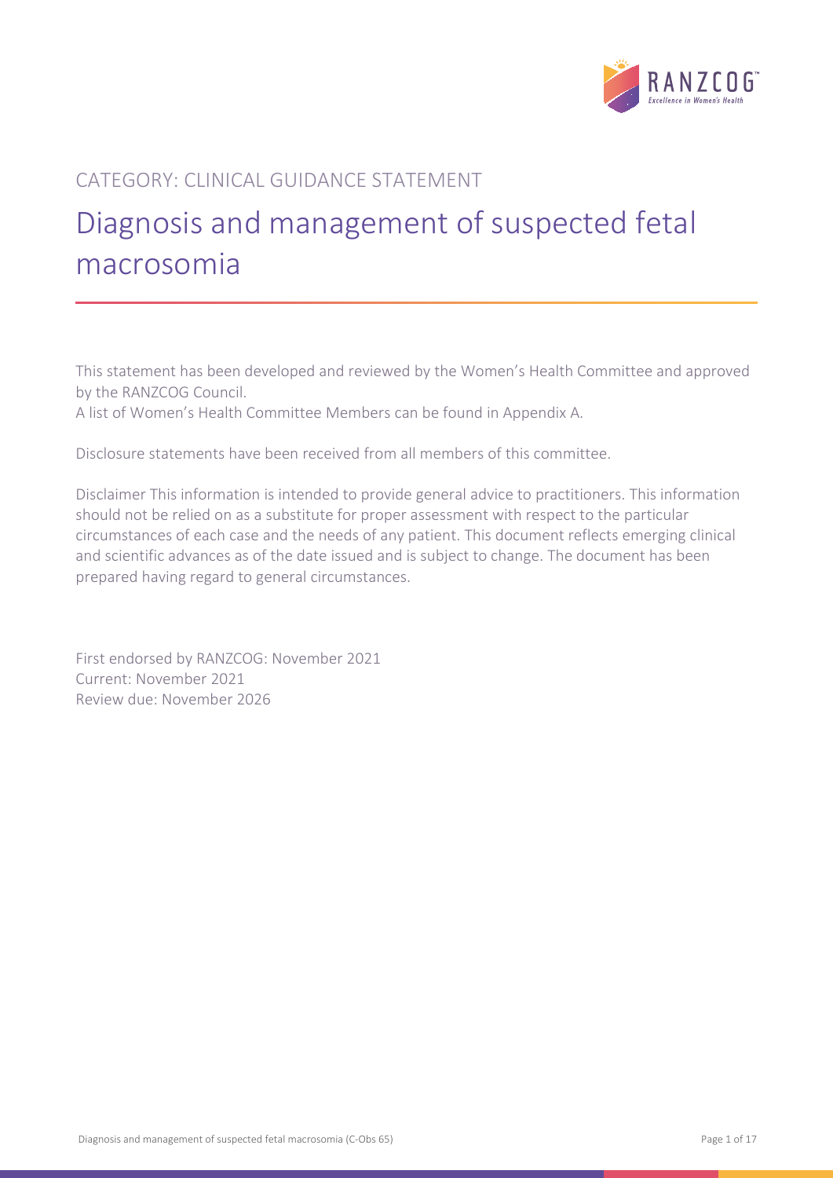CATEGORY: CLINICAL GUIDANCE STATEMENT

# Diagnosis and management of suspected fetal macrosomia

This statement has been developed and reviewed by the Women's Health Committee and approved by the RANZCOG Council.
A list of Women's Health Committee Members can be found in Appendix A.

Disclosure statements have been received from all members of this committee.

Disclaimer This information is intended to provide general advice to practitioners. This information should not be relied on as a substitute for proper assessment with respect to the particular circumstances of each case and the needs of any patient. This document reflects emerging clinical and scientific advances as of the date issued and is subject to change. The document has been prepared having regard to general circumstances.

First endorsed by RANZCOG: November 2021
Current: November 2021
Review due: November 2026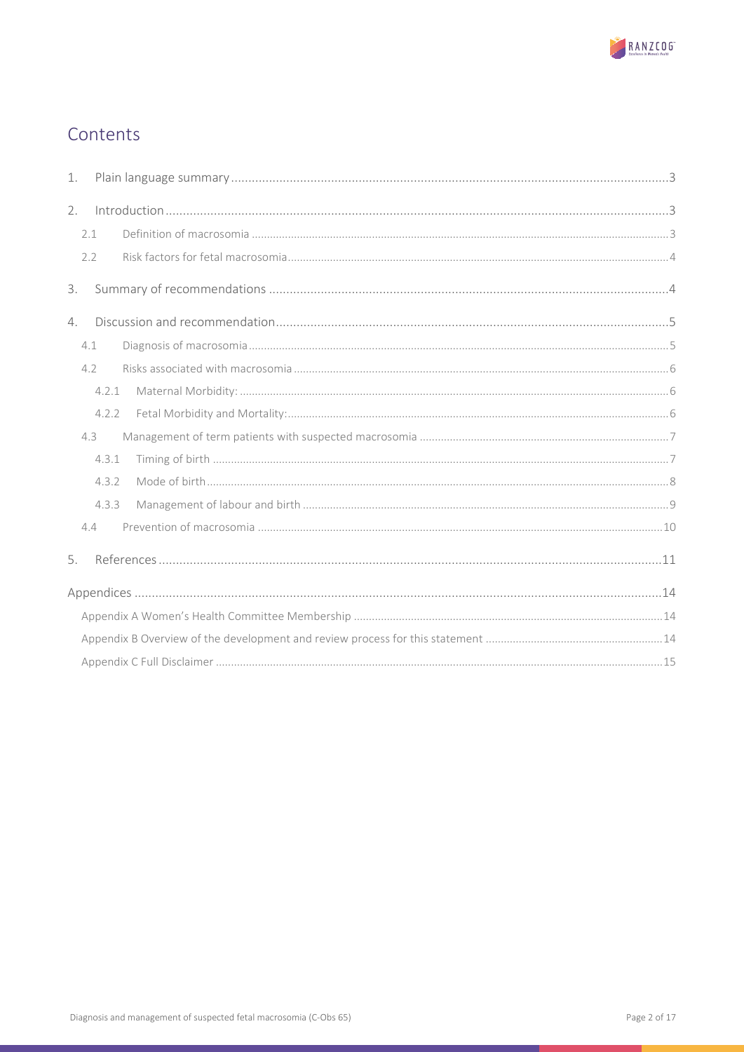# Contents

1. Plain language summary ........ 3
2. Introduction ........ 3
   - 2.1 Definition of macrosomia ........ 3
   - 2.2 Risk factors for fetal macrosomia ........ 4
3. Summary of recommendations ........ 4
4. Discussion and recommendation ........ 5
   - 4.1 Diagnosis of macrosomia ........ 5
   - 4.2 Risks associated with macrosomia ........ 6
     - 4.2.1 Maternal Morbidity: ........ 6
     - 4.2.2 Fetal Morbidity and Mortality: ........ 6
   - 4.3 Management of term patients with suspected macrosomia ........ 7
     - 4.3.1 Timing of birth ........ 7
     - 4.3.2 Mode of birth ........ 8
     - 4.3.3 Management of labour and birth ........ 9
   - 4.4 Prevention of macrosomia ........ 10
5. References ........ 11

Appendices ........ 14

- Appendix A Women's Health Committee Membership ........ 14
- Appendix B Overview of the development and review process for this statement ........ 14
- Appendix C Full Disclaimer ........ 15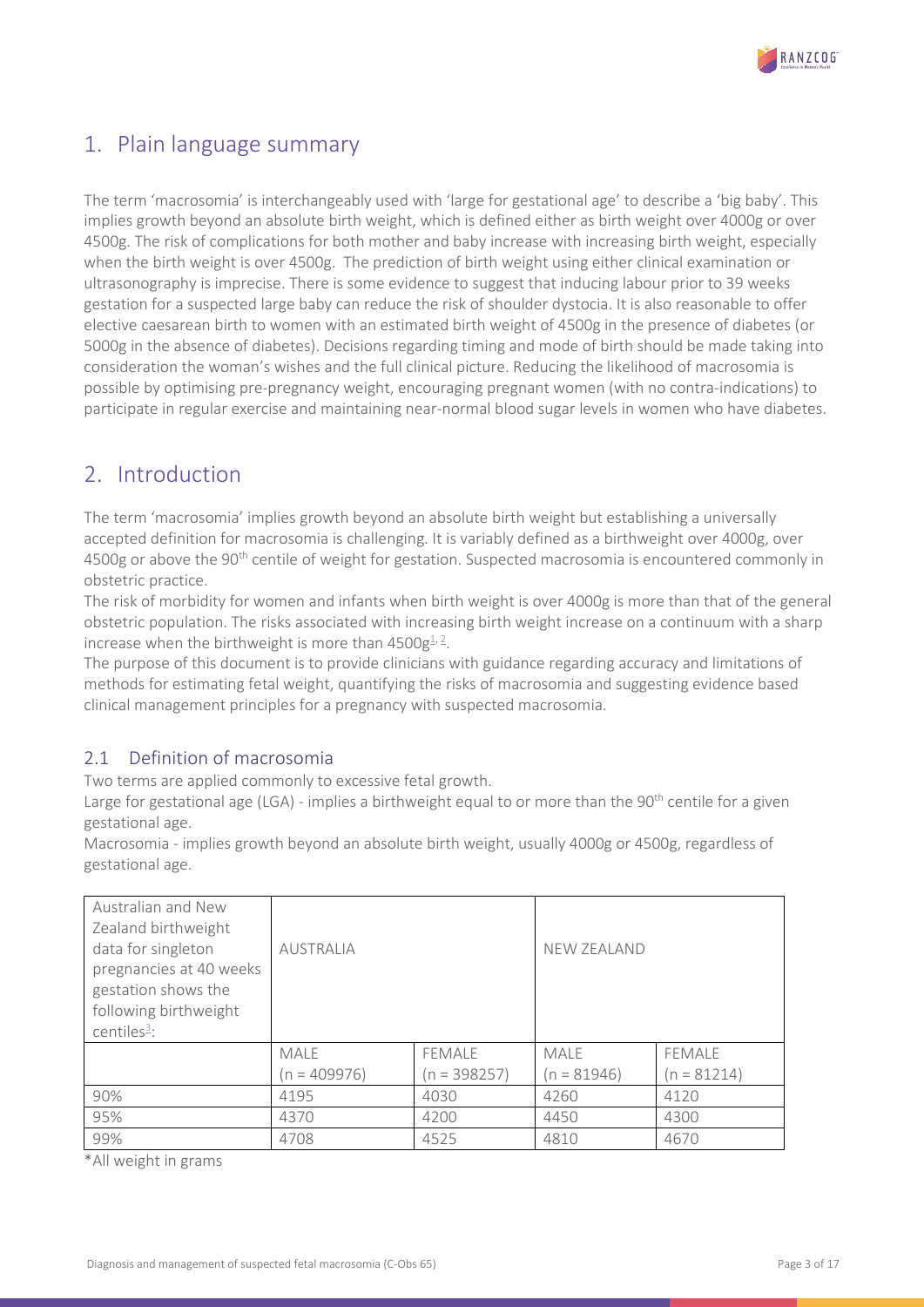## 1. Plain language summary

The term 'macrosomia' is interchangeably used with 'large for gestational age' to describe a 'big baby'. This implies growth beyond an absolute birth weight, which is defined either as birth weight over 4000g or over 4500g. The risk of complications for both mother and baby increase with increasing birth weight, especially when the birth weight is over 4500g. The prediction of birth weight using either clinical examination or ultrasonography is imprecise. There is some evidence to suggest that inducing labour prior to 39 weeks gestation for a suspected large baby can reduce the risk of shoulder dystocia. It is also reasonable to offer elective caesarean birth to women with an estimated birth weight of 4500g in the presence of diabetes (or 5000g in the absence of diabetes). Decisions regarding timing and mode of birth should be made taking into consideration the woman's wishes and the full clinical picture. Reducing the likelihood of macrosomia is possible by optimising pre-pregnancy weight, encouraging pregnant women (with no contra-indications) to participate in regular exercise and maintaining near-normal blood sugar levels in women who have diabetes.

## 2. Introduction

The term 'macrosomia' implies growth beyond an absolute birth weight but establishing a universally accepted definition for macrosomia is challenging. It is variably defined as a birthweight over 4000g, over 4500g or above the 90th centile of weight for gestation. Suspected macrosomia is encountered commonly in obstetric practice.

The risk of morbidity for women and infants when birth weight is over 4000g is more than that of the general obstetric population. The risks associated with increasing birth weight increase on a continuum with a sharp increase when the birthweight is more than 4500g[1, 2].

The purpose of this document is to provide clinicians with guidance regarding accuracy and limitations of methods for estimating fetal weight, quantifying the risks of macrosomia and suggesting evidence based clinical management principles for a pregnancy with suspected macrosomia.

### 2.1 Definition of macrosomia

Two terms are applied commonly to excessive fetal growth.

Large for gestational age (LGA) - implies a birthweight equal to or more than the 90th centile for a given gestational age.

Macrosomia - implies growth beyond an absolute birth weight, usually 4000g or 4500g, regardless of gestational age.

| Australian and New Zealand birthweight data for singleton pregnancies at 40 weeks gestation shows the following birthweight centiles[3]: | AUSTRALIA | | NEW ZEALAND | |
|---|---|---|---|---|
| | MALE (n = 409976) | FEMALE (n = 398257) | MALE (n = 81946) | FEMALE (n = 81214) |
| 90% | 4195 | 4030 | 4260 | 4120 |
| 95% | 4370 | 4200 | 4450 | 4300 |
| 99% | 4708 | 4525 | 4810 | 4670 |

*All weight in grams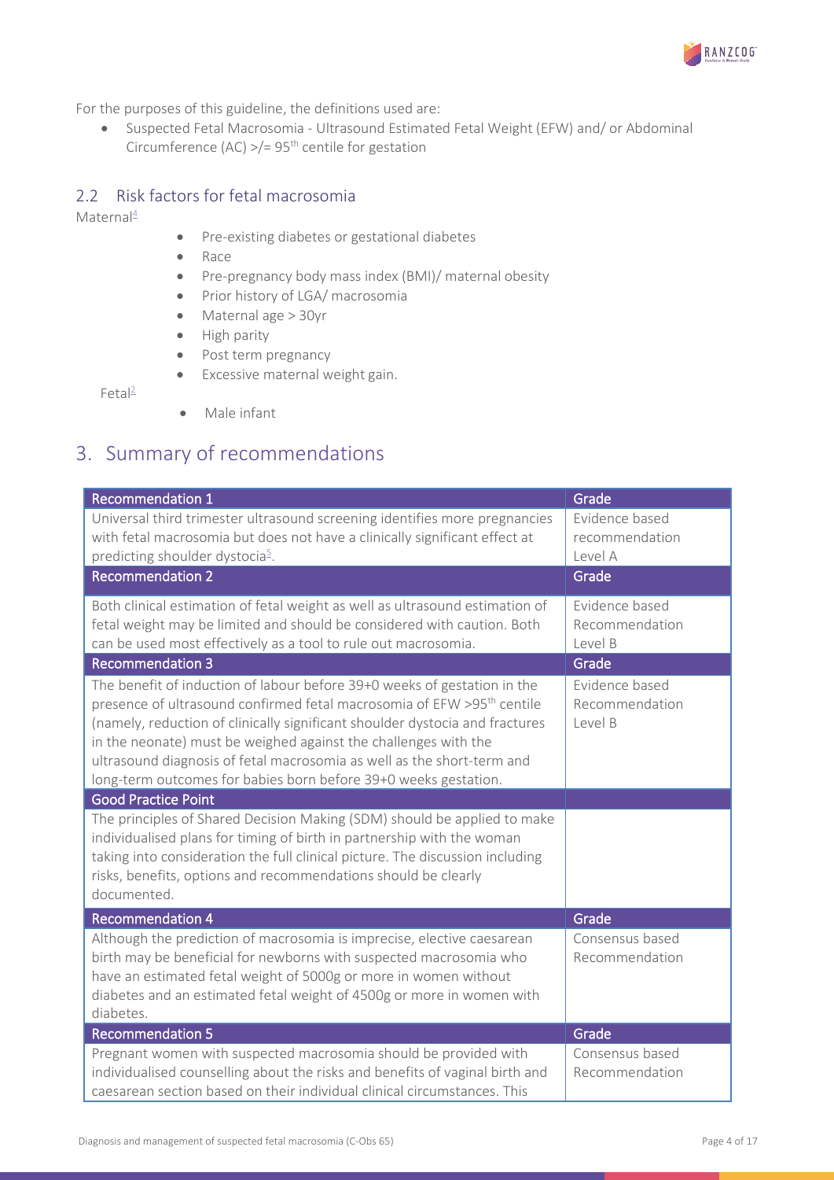For the purposes of this guideline, the definitions used are:

- Suspected Fetal Macrosomia - Ultrasound Estimated Fetal Weight (EFW) and/ or Abdominal Circumference (AC) >/= 95th centile for gestation

## 2.2 Risk factors for fetal macrosomia

Maternal[4]

- Pre-existing diabetes or gestational diabetes
- Race
- Pre-pregnancy body mass index (BMI)/ maternal obesity
- Prior history of LGA/ macrosomia
- Maternal age > 30yr
- High parity
- Post term pregnancy
- Excessive maternal weight gain.

Fetal[2]

- Male infant

# 3. Summary of recommendations

| Recommendation 1 | Grade |
|---|---|
| Universal third trimester ultrasound screening identifies more pregnancies with fetal macrosomia but does not have a clinically significant effect at predicting shoulder dystocia[5]. | Evidence based recommendation Level A |
| **Recommendation 2** | **Grade** |
| Both clinical estimation of fetal weight as well as ultrasound estimation of fetal weight may be limited and should be considered with caution. Both can be used most effectively as a tool to rule out macrosomia. | Evidence based Recommendation Level B |
| **Recommendation 3** | **Grade** |
| The benefit of induction of labour before 39+0 weeks of gestation in the presence of ultrasound confirmed fetal macrosomia of EFW >95th centile (namely, reduction of clinically significant shoulder dystocia and fractures in the neonate) must be weighed against the challenges with the ultrasound diagnosis of fetal macrosomia as well as the short-term and long-term outcomes for babies born before 39+0 weeks gestation. | Evidence based Recommendation Level B |
| **Good Practice Point** | |
| The principles of Shared Decision Making (SDM) should be applied to make individualised plans for timing of birth in partnership with the woman taking into consideration the full clinical picture. The discussion including risks, benefits, options and recommendations should be clearly documented. | |
| **Recommendation 4** | **Grade** |
| Although the prediction of macrosomia is imprecise, elective caesarean birth may be beneficial for newborns with suspected macrosomia who have an estimated fetal weight of 5000g or more in women without diabetes and an estimated fetal weight of 4500g or more in women with diabetes. | Consensus based Recommendation |
| **Recommendation 5** | **Grade** |
| Pregnant women with suspected macrosomia should be provided with individualised counselling about the risks and benefits of vaginal birth and caesarean section based on their individual clinical circumstances. This | Consensus based Recommendation |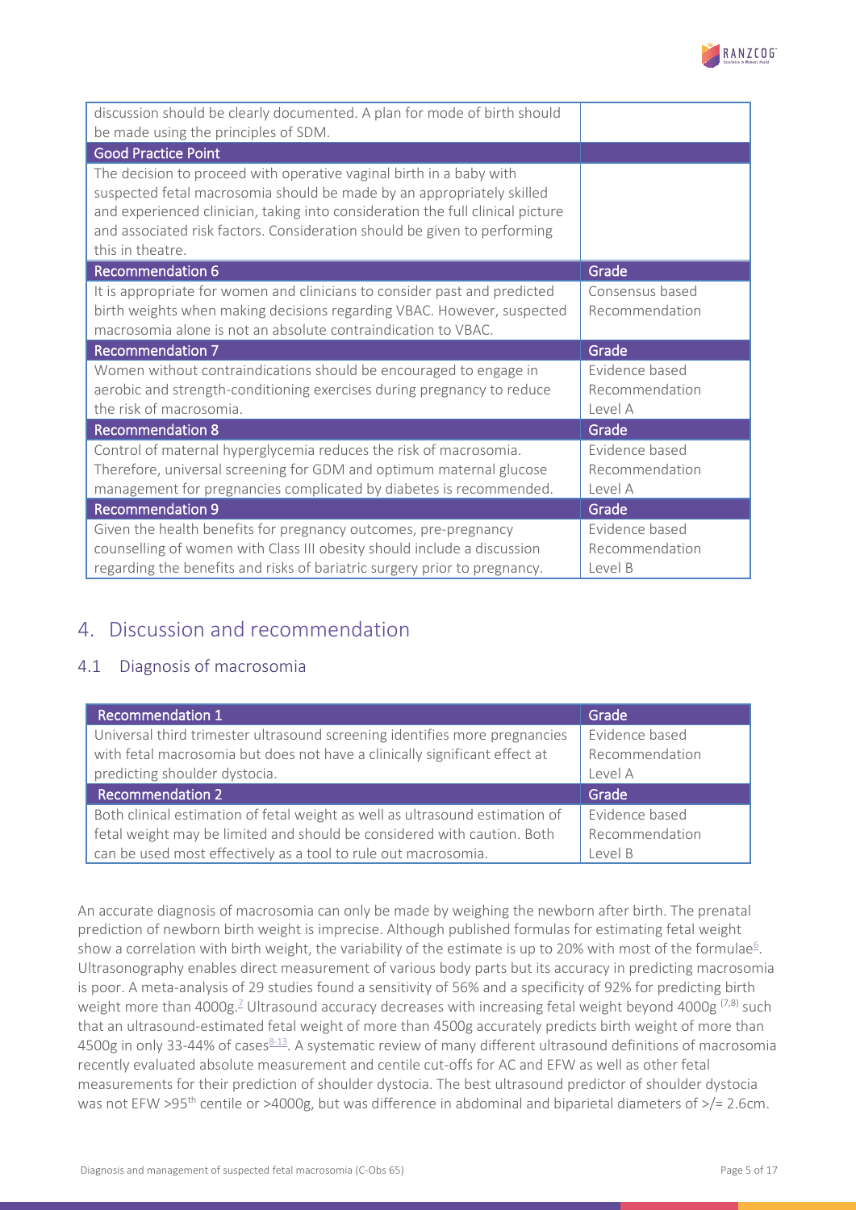| | |
|---|---|
| discussion should be clearly documented. A plan for mode of birth should be made using the principles of SDM. | |
| **Good Practice Point** | |
| The decision to proceed with operative vaginal birth in a baby with suspected fetal macrosomia should be made by an appropriately skilled and experienced clinician, taking into consideration the full clinical picture and associated risk factors. Consideration should be given to performing this in theatre. | |
| **Recommendation 6** | **Grade** |
| It is appropriate for women and clinicians to consider past and predicted birth weights when making decisions regarding VBAC. However, suspected macrosomia alone is not an absolute contraindication to VBAC. | Consensus based Recommendation |
| **Recommendation 7** | **Grade** |
| Women without contraindications should be encouraged to engage in aerobic and strength-conditioning exercises during pregnancy to reduce the risk of macrosomia. | Evidence based Recommendation Level A |
| **Recommendation 8** | **Grade** |
| Control of maternal hyperglycemia reduces the risk of macrosomia. Therefore, universal screening for GDM and optimum maternal glucose management for pregnancies complicated by diabetes is recommended. | Evidence based Recommendation Level A |
| **Recommendation 9** | **Grade** |
| Given the health benefits for pregnancy outcomes, pre-pregnancy counselling of women with Class III obesity should include a discussion regarding the benefits and risks of bariatric surgery prior to pregnancy. | Evidence based Recommendation Level B |

# 4. Discussion and recommendation

## 4.1 Diagnosis of macrosomia

| Recommendation 1 | Grade |
|---|---|
| Universal third trimester ultrasound screening identifies more pregnancies with fetal macrosomia but does not have a clinically significant effect at predicting shoulder dystocia. | Evidence based Recommendation Level A |
| **Recommendation 2** | **Grade** |
| Both clinical estimation of fetal weight as well as ultrasound estimation of fetal weight may be limited and should be considered with caution. Both can be used most effectively as a tool to rule out macrosomia. | Evidence based Recommendation Level B |

An accurate diagnosis of macrosomia can only be made by weighing the newborn after birth. The prenatal prediction of newborn birth weight is imprecise. Although published formulas for estimating fetal weight show a correlation with birth weight, the variability of the estimate is up to 20% with most of the formulae[6]. Ultrasonography enables direct measurement of various body parts but its accuracy in predicting macrosomia is poor. A meta-analysis of 29 studies found a sensitivity of 56% and a specificity of 92% for predicting birth weight more than 4000g.[7] Ultrasound accuracy decreases with increasing fetal weight beyond 4000g [7,8] such that an ultrasound-estimated fetal weight of more than 4500g accurately predicts birth weight of more than 4500g in only 33-44% of cases[8-13]. A systematic review of many different ultrasound definitions of macrosomia recently evaluated absolute measurement and centile cut-offs for AC and EFW as well as other fetal measurements for their prediction of shoulder dystocia. The best ultrasound predictor of shoulder dystocia was not EFW >95th centile or >4000g, but was difference in abdominal and biparietal diameters of >/= 2.6cm.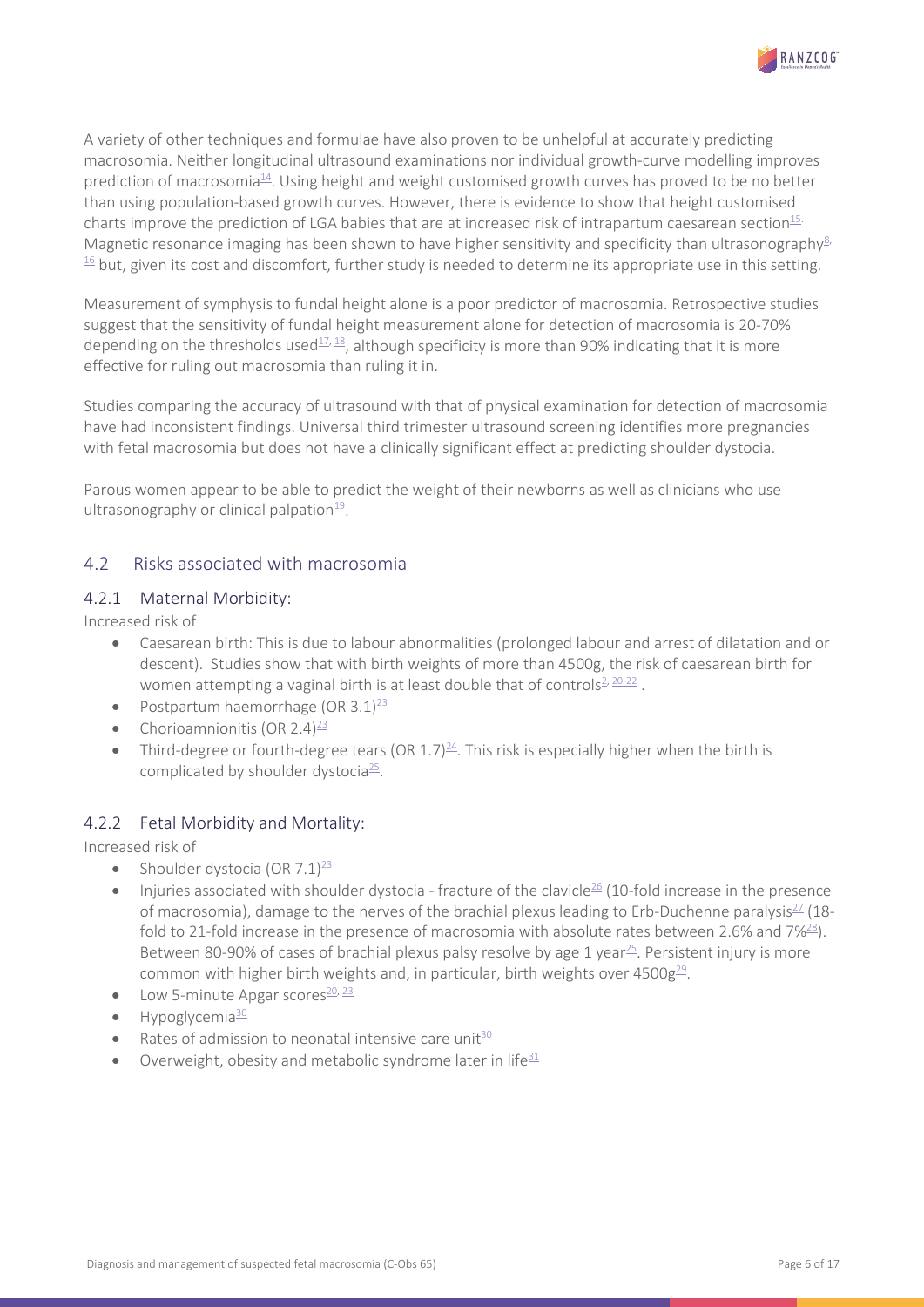A variety of other techniques and formulae have also proven to be unhelpful at accurately predicting macrosomia. Neither longitudinal ultrasound examinations nor individual growth-curve modelling improves prediction of macrosomia[14]. Using height and weight customised growth curves has proved to be no better than using population-based growth curves. However, there is evidence to show that height customised charts improve the prediction of LGA babies that are at increased risk of intrapartum caesarean section[15]. Magnetic resonance imaging has been shown to have higher sensitivity and specificity than ultrasonography[8, 16] but, given its cost and discomfort, further study is needed to determine its appropriate use in this setting.

Measurement of symphysis to fundal height alone is a poor predictor of macrosomia. Retrospective studies suggest that the sensitivity of fundal height measurement alone for detection of macrosomia is 20-70% depending on the thresholds used[17, 18], although specificity is more than 90% indicating that it is more effective for ruling out macrosomia than ruling it in.

Studies comparing the accuracy of ultrasound with that of physical examination for detection of macrosomia have had inconsistent findings. Universal third trimester ultrasound screening identifies more pregnancies with fetal macrosomia but does not have a clinically significant effect at predicting shoulder dystocia.

Parous women appear to be able to predict the weight of their newborns as well as clinicians who use ultrasonography or clinical palpation[19].

## 4.2 Risks associated with macrosomia

### 4.2.1 Maternal Morbidity:

Increased risk of

- Caesarean birth: This is due to labour abnormalities (prolonged labour and arrest of dilatation and or descent). Studies show that with birth weights of more than 4500g, the risk of caesarean birth for women attempting a vaginal birth is at least double that of controls[2, 20-22].
- Postpartum haemorrhage (OR 3.1)[23]
- Chorioamnionitis (OR 2.4)[23]
- Third-degree or fourth-degree tears (OR 1.7)[24]. This risk is especially higher when the birth is complicated by shoulder dystocia[25].

### 4.2.2 Fetal Morbidity and Mortality:

Increased risk of

- Shoulder dystocia (OR 7.1)[23]
- Injuries associated with shoulder dystocia - fracture of the clavicle[26] (10-fold increase in the presence of macrosomia), damage to the nerves of the brachial plexus leading to Erb-Duchenne paralysis[27] (18-fold to 21-fold increase in the presence of macrosomia with absolute rates between 2.6% and 7%[28]). Between 80-90% of cases of brachial plexus palsy resolve by age 1 year[25]. Persistent injury is more common with higher birth weights and, in particular, birth weights over 4500g[29].
- Low 5-minute Apgar scores[20, 23]
- Hypoglycemia[30]
- Rates of admission to neonatal intensive care unit[30]
- Overweight, obesity and metabolic syndrome later in life[31]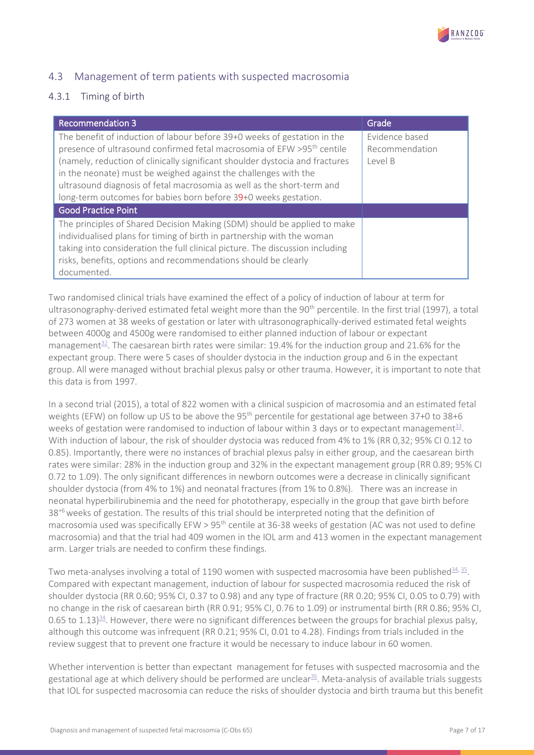## 4.3 Management of term patients with suspected macrosomia

### 4.3.1 Timing of birth

| Recommendation 3 | Grade |
|---|---|
| The benefit of induction of labour before 39+0 weeks of gestation in the presence of ultrasound confirmed fetal macrosomia of EFW >95th centile (namely, reduction of clinically significant shoulder dystocia and fractures in the neonate) must be weighed against the challenges with the ultrasound diagnosis of fetal macrosomia as well as the short-term and long-term outcomes for babies born before 39+0 weeks gestation. | Evidence based Recommendation Level B |
| **Good Practice Point** | |
| The principles of Shared Decision Making (SDM) should be applied to make individualised plans for timing of birth in partnership with the woman taking into consideration the full clinical picture. The discussion including risks, benefits, options and recommendations should be clearly documented. | |

Two randomised clinical trials have examined the effect of a policy of induction of labour at term for ultrasonography-derived estimated fetal weight more than the 90th percentile. In the first trial (1997), a total of 273 women at 38 weeks of gestation or later with ultrasonographically-derived estimated fetal weights between 4000g and 4500g were randomised to either planned induction of labour or expectant management[32]. The caesarean birth rates were similar: 19.4% for the induction group and 21.6% for the expectant group. There were 5 cases of shoulder dystocia in the induction group and 6 in the expectant group. All were managed without brachial plexus palsy or other trauma. However, it is important to note that this data is from 1997.

In a second trial (2015), a total of 822 women with a clinical suspicion of macrosomia and an estimated fetal weights (EFW) on follow up US to be above the 95th percentile for gestational age between 37+0 to 38+6 weeks of gestation were randomised to induction of labour within 3 days or to expectant management[33]. With induction of labour, the risk of shoulder dystocia was reduced from 4% to 1% (RR 0,32; 95% CI 0.12 to 0.85). Importantly, there were no instances of brachial plexus palsy in either group, and the caesarean birth rates were similar: 28% in the induction group and 32% in the expectant management group (RR 0.89; 95% CI 0.72 to 1.09). The only significant differences in newborn outcomes were a decrease in clinically significant shoulder dystocia (from 4% to 1%) and neonatal fractures (from 1% to 0.8%). There was an increase in neonatal hyperbilirubinemia and the need for phototherapy, especially in the group that gave birth before 38+6 weeks of gestation. The results of this trial should be interpreted noting that the definition of macrosomia used was specifically EFW > 95th centile at 36-38 weeks of gestation (AC was not used to define macrosomia) and that the trial had 409 women in the IOL arm and 413 women in the expectant management arm. Larger trials are needed to confirm these findings.

Two meta-analyses involving a total of 1190 women with suspected macrosomia have been published[34, 35]. Compared with expectant management, induction of labour for suspected macrosomia reduced the risk of shoulder dystocia (RR 0.60; 95% CI, 0.37 to 0.98) and any type of fracture (RR 0.20; 95% CI, 0.05 to 0.79) with no change in the risk of caesarean birth (RR 0.91; 95% CI, 0.76 to 1.09) or instrumental birth (RR 0.86; 95% CI, 0.65 to 1.13)[34]. However, there were no significant differences between the groups for brachial plexus palsy, although this outcome was infrequent (RR 0.21; 95% CI, 0.01 to 4.28). Findings from trials included in the review suggest that to prevent one fracture it would be necessary to induce labour in 60 women.

Whether intervention is better than expectant management for fetuses with suspected macrosomia and the gestational age at which delivery should be performed are unclear[36]. Meta-analysis of available trials suggests that IOL for suspected macrosomia can reduce the risks of shoulder dystocia and birth trauma but this benefit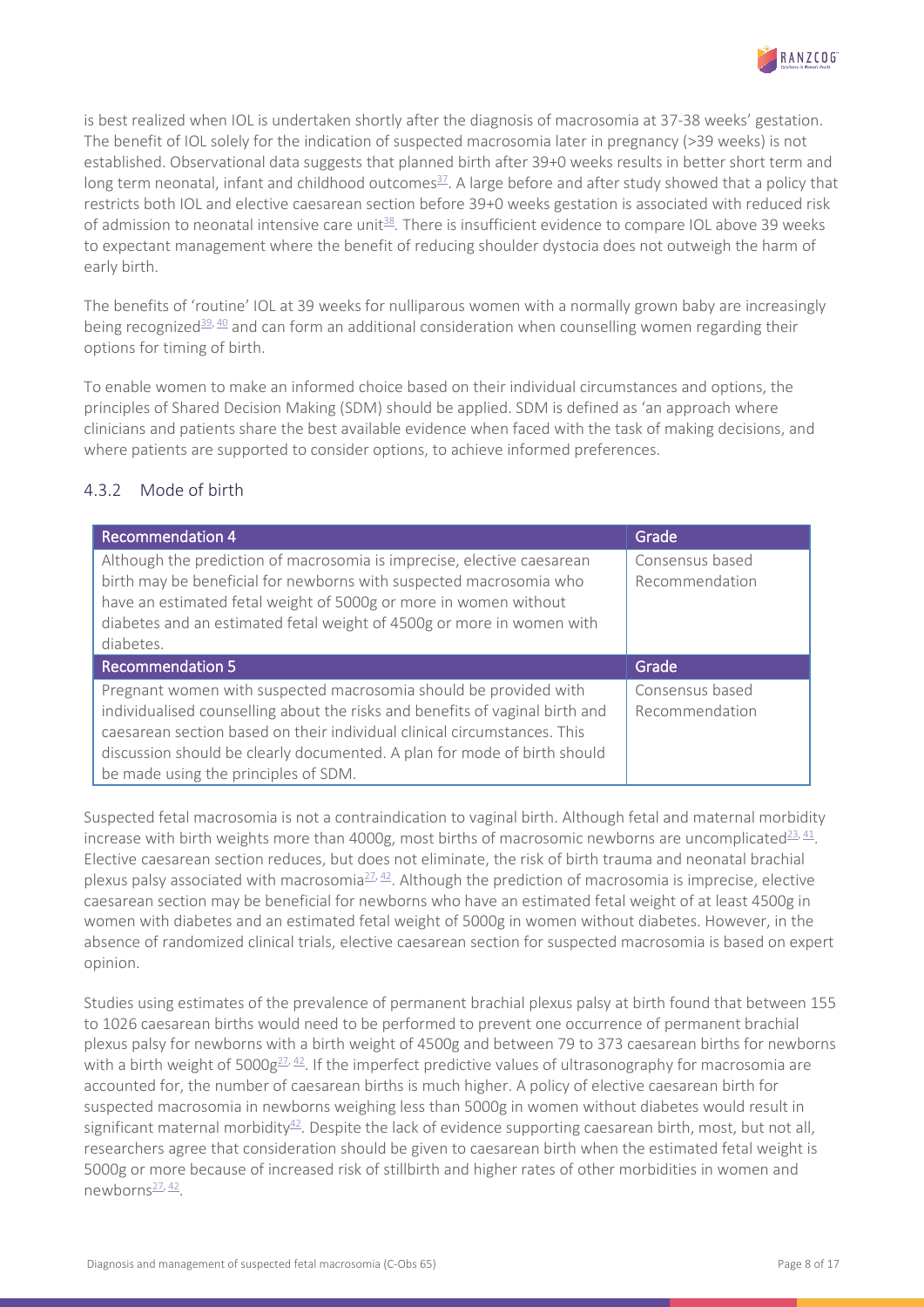is best realized when IOL is undertaken shortly after the diagnosis of macrosomia at 37-38 weeks' gestation. The benefit of IOL solely for the indication of suspected macrosomia later in pregnancy (>39 weeks) is not established. Observational data suggests that planned birth after 39+0 weeks results in better short term and long term neonatal, infant and childhood outcomes[37]. A large before and after study showed that a policy that restricts both IOL and elective caesarean section before 39+0 weeks gestation is associated with reduced risk of admission to neonatal intensive care unit[38]. There is insufficient evidence to compare IOL above 39 weeks to expectant management where the benefit of reducing shoulder dystocia does not outweigh the harm of early birth.

The benefits of 'routine' IOL at 39 weeks for nulliparous women with a normally grown baby are increasingly being recognized[39, 40] and can form an additional consideration when counselling women regarding their options for timing of birth.

To enable women to make an informed choice based on their individual circumstances and options, the principles of Shared Decision Making (SDM) should be applied. SDM is defined as 'an approach where clinicians and patients share the best available evidence when faced with the task of making decisions, and where patients are supported to consider options, to achieve informed preferences.

### 4.3.2 Mode of birth

| Recommendation 4 | Grade |
| --- | --- |
| Although the prediction of macrosomia is imprecise, elective caesarean birth may be beneficial for newborns with suspected macrosomia who have an estimated fetal weight of 5000g or more in women without diabetes and an estimated fetal weight of 4500g or more in women with diabetes. | Consensus based Recommendation |
| **Recommendation 5** | **Grade** |
| Pregnant women with suspected macrosomia should be provided with individualised counselling about the risks and benefits of vaginal birth and caesarean section based on their individual clinical circumstances. This discussion should be clearly documented. A plan for mode of birth should be made using the principles of SDM. | Consensus based Recommendation |

Suspected fetal macrosomia is not a contraindication to vaginal birth. Although fetal and maternal morbidity increase with birth weights more than 4000g, most births of macrosomic newborns are uncomplicated[23, 41]. Elective caesarean section reduces, but does not eliminate, the risk of birth trauma and neonatal brachial plexus palsy associated with macrosomia[27, 42]. Although the prediction of macrosomia is imprecise, elective caesarean section may be beneficial for newborns who have an estimated fetal weight of at least 4500g in women with diabetes and an estimated fetal weight of 5000g in women without diabetes. However, in the absence of randomized clinical trials, elective caesarean section for suspected macrosomia is based on expert opinion.

Studies using estimates of the prevalence of permanent brachial plexus palsy at birth found that between 155 to 1026 caesarean births would need to be performed to prevent one occurrence of permanent brachial plexus palsy for newborns with a birth weight of 4500g and between 79 to 373 caesarean births for newborns with a birth weight of 5000g[27, 42]. If the imperfect predictive values of ultrasonography for macrosomia are accounted for, the number of caesarean births is much higher. A policy of elective caesarean birth for suspected macrosomia in newborns weighing less than 5000g in women without diabetes would result in significant maternal morbidity[42]. Despite the lack of evidence supporting caesarean birth, most, but not all, researchers agree that consideration should be given to caesarean birth when the estimated fetal weight is 5000g or more because of increased risk of stillbirth and higher rates of other morbidities in women and newborns[27, 42].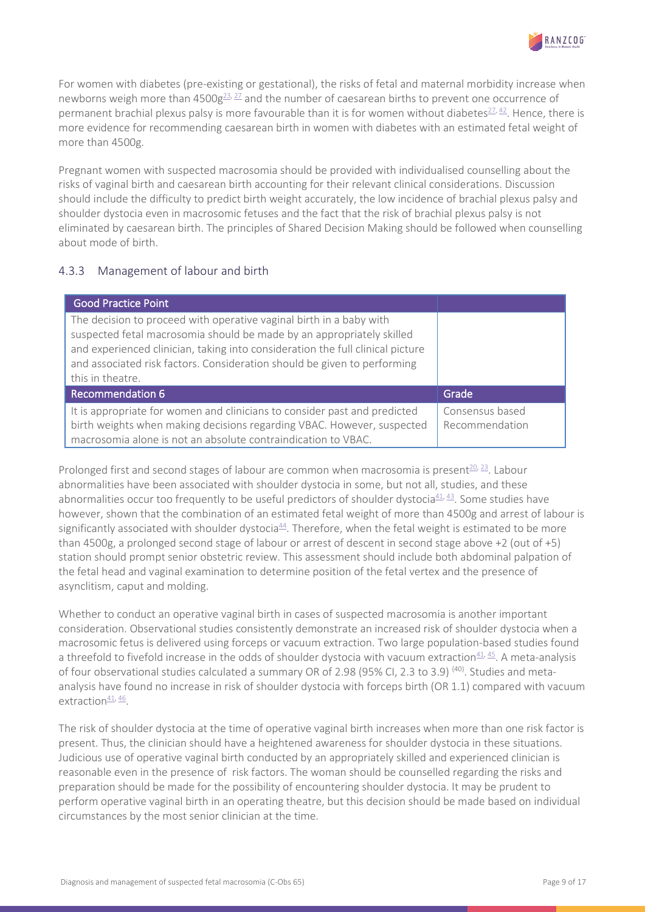For women with diabetes (pre-existing or gestational), the risks of fetal and maternal morbidity increase when newborns weigh more than 4500g[23, 27] and the number of caesarean births to prevent one occurrence of permanent brachial plexus palsy is more favourable than it is for women without diabetes[27, 42]. Hence, there is more evidence for recommending caesarean birth in women with diabetes with an estimated fetal weight of more than 4500g.

Pregnant women with suspected macrosomia should be provided with individualised counselling about the risks of vaginal birth and caesarean birth accounting for their relevant clinical considerations. Discussion should include the difficulty to predict birth weight accurately, the low incidence of brachial plexus palsy and shoulder dystocia even in macrosomic fetuses and the fact that the risk of brachial plexus palsy is not eliminated by caesarean birth. The principles of Shared Decision Making should be followed when counselling about mode of birth.

### 4.3.3 Management of labour and birth

| Good Practice Point | |
|---|---|
| The decision to proceed with operative vaginal birth in a baby with suspected fetal macrosomia should be made by an appropriately skilled and experienced clinician, taking into consideration the full clinical picture and associated risk factors. Consideration should be given to performing this in theatre. | |
| **Recommendation 6** | **Grade** |
| It is appropriate for women and clinicians to consider past and predicted birth weights when making decisions regarding VBAC. However, suspected macrosomia alone is not an absolute contraindication to VBAC. | Consensus based Recommendation |

Prolonged first and second stages of labour are common when macrosomia is present[20, 23]. Labour abnormalities have been associated with shoulder dystocia in some, but not all, studies, and these abnormalities occur too frequently to be useful predictors of shoulder dystocia[41, 43]. Some studies have however, shown that the combination of an estimated fetal weight of more than 4500g and arrest of labour is significantly associated with shoulder dystocia[44]. Therefore, when the fetal weight is estimated to be more than 4500g, a prolonged second stage of labour or arrest of descent in second stage above +2 (out of +5) station should prompt senior obstetric review. This assessment should include both abdominal palpation of the fetal head and vaginal examination to determine position of the fetal vertex and the presence of asynclitism, caput and molding.

Whether to conduct an operative vaginal birth in cases of suspected macrosomia is another important consideration. Observational studies consistently demonstrate an increased risk of shoulder dystocia when a macrosomic fetus is delivered using forceps or vacuum extraction. Two large population-based studies found a threefold to fivefold increase in the odds of shoulder dystocia with vacuum extraction[41, 45]. A meta-analysis of four observational studies calculated a summary OR of 2.98 (95% CI, 2.3 to 3.9) [40]. Studies and meta-analysis have found no increase in risk of shoulder dystocia with forceps birth (OR 1.1) compared with vacuum extraction[41, 46].

The risk of shoulder dystocia at the time of operative vaginal birth increases when more than one risk factor is present. Thus, the clinician should have a heightened awareness for shoulder dystocia in these situations. Judicious use of operative vaginal birth conducted by an appropriately skilled and experienced clinician is reasonable even in the presence of risk factors. The woman should be counselled regarding the risks and preparation should be made for the possibility of encountering shoulder dystocia. It may be prudent to perform operative vaginal birth in an operating theatre, but this decision should be made based on individual circumstances by the most senior clinician at the time.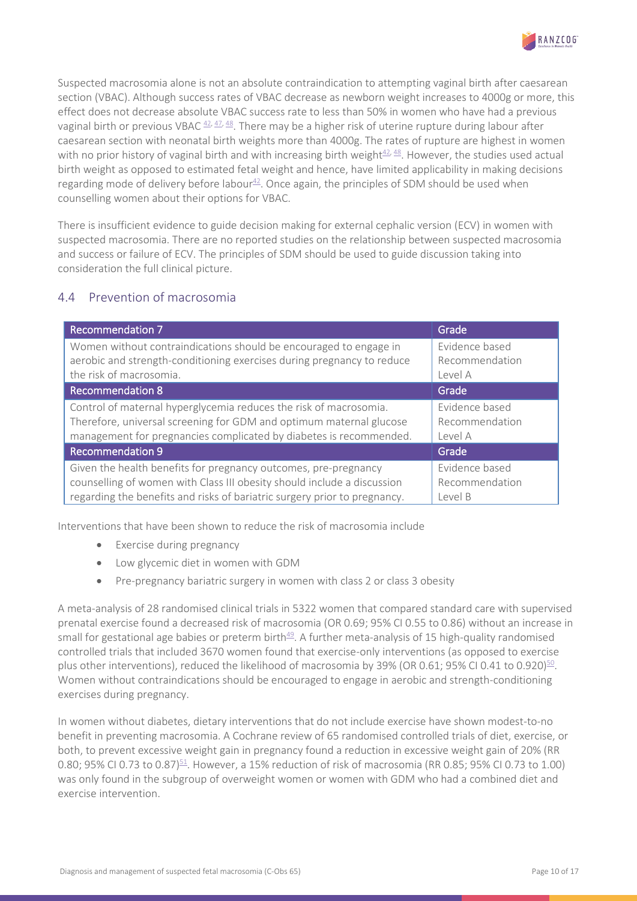Suspected macrosomia alone is not an absolute contraindication to attempting vaginal birth after caesarean section (VBAC). Although success rates of VBAC decrease as newborn weight increases to 4000g or more, this effect does not decrease absolute VBAC success rate to less than 50% in women who have had a previous vaginal birth or previous VBAC [42, 47, 48]. There may be a higher risk of uterine rupture during labour after caesarean section with neonatal birth weights more than 4000g. The rates of rupture are highest in women with no prior history of vaginal birth and with increasing birth weight[42, 48]. However, the studies used actual birth weight as opposed to estimated fetal weight and hence, have limited applicability in making decisions regarding mode of delivery before labour[42]. Once again, the principles of SDM should be used when counselling women about their options for VBAC.

There is insufficient evidence to guide decision making for external cephalic version (ECV) in women with suspected macrosomia. There are no reported studies on the relationship between suspected macrosomia and success or failure of ECV. The principles of SDM should be used to guide discussion taking into consideration the full clinical picture.

## 4.4 Prevention of macrosomia

| Recommendation 7 | Grade |
|---|---|
| Women without contraindications should be encouraged to engage in aerobic and strength-conditioning exercises during pregnancy to reduce the risk of macrosomia. | Evidence based Recommendation Level A |
| **Recommendation 8** | **Grade** |
| Control of maternal hyperglycemia reduces the risk of macrosomia. Therefore, universal screening for GDM and optimum maternal glucose management for pregnancies complicated by diabetes is recommended. | Evidence based Recommendation Level A |
| **Recommendation 9** | **Grade** |
| Given the health benefits for pregnancy outcomes, pre-pregnancy counselling of women with Class III obesity should include a discussion regarding the benefits and risks of bariatric surgery prior to pregnancy. | Evidence based Recommendation Level B |

Interventions that have been shown to reduce the risk of macrosomia include

- Exercise during pregnancy
- Low glycemic diet in women with GDM
- Pre-pregnancy bariatric surgery in women with class 2 or class 3 obesity

A meta-analysis of 28 randomised clinical trials in 5322 women that compared standard care with supervised prenatal exercise found a decreased risk of macrosomia (OR 0.69; 95% CI 0.55 to 0.86) without an increase in small for gestational age babies or preterm birth[49]. A further meta-analysis of 15 high-quality randomised controlled trials that included 3670 women found that exercise-only interventions (as opposed to exercise plus other interventions), reduced the likelihood of macrosomia by 39% (OR 0.61; 95% CI 0.41 to 0.920)[50]. Women without contraindications should be encouraged to engage in aerobic and strength-conditioning exercises during pregnancy.

In women without diabetes, dietary interventions that do not include exercise have shown modest-to-no benefit in preventing macrosomia. A Cochrane review of 65 randomised controlled trials of diet, exercise, or both, to prevent excessive weight gain in pregnancy found a reduction in excessive weight gain of 20% (RR 0.80; 95% CI 0.73 to 0.87)[51]. However, a 15% reduction of risk of macrosomia (RR 0.85; 95% CI 0.73 to 1.00) was only found in the subgroup of overweight women or women with GDM who had a combined diet and exercise intervention.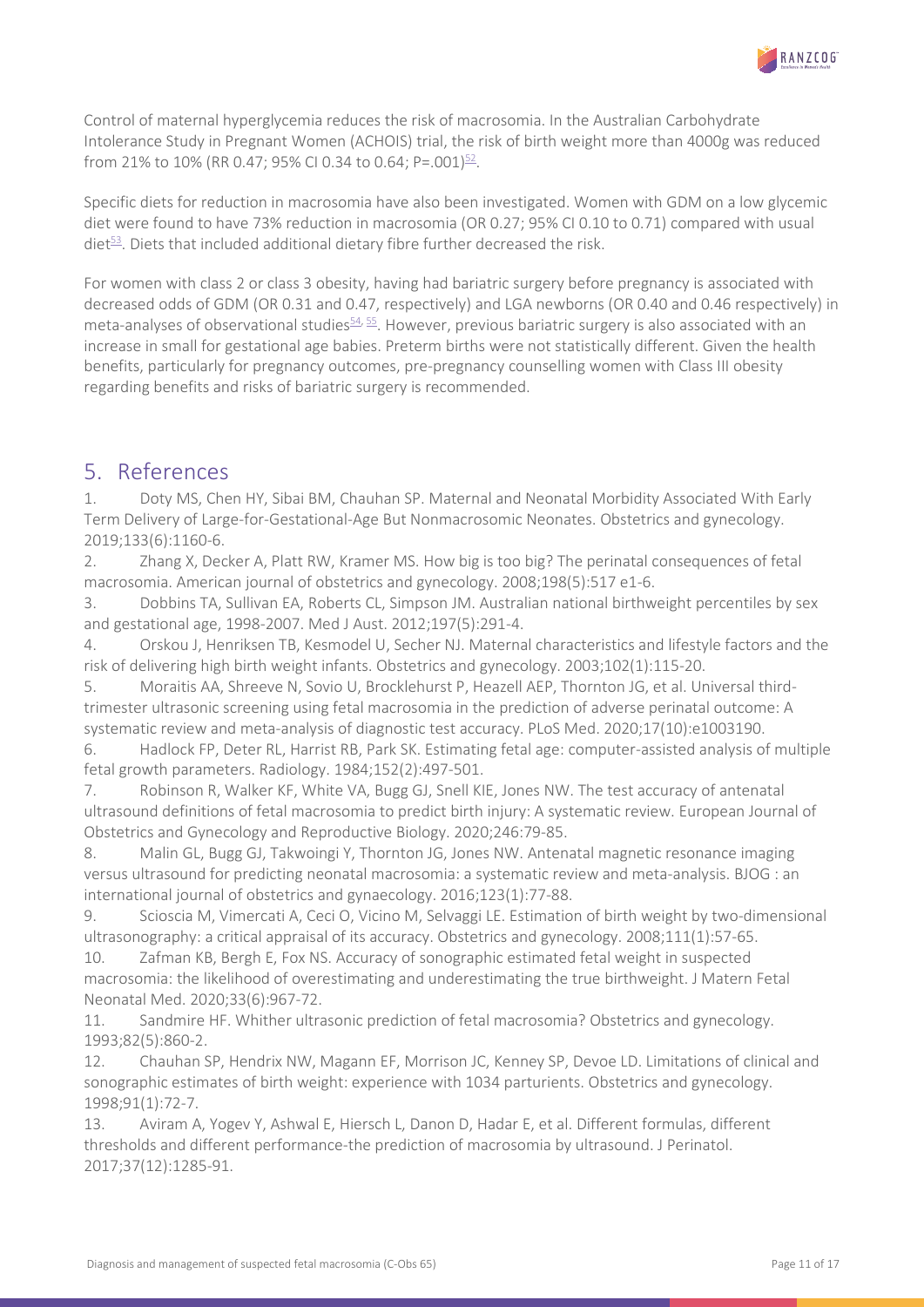Control of maternal hyperglycemia reduces the risk of macrosomia. In the Australian Carbohydrate Intolerance Study in Pregnant Women (ACHOIS) trial, the risk of birth weight more than 4000g was reduced from 21% to 10% (RR 0.47; 95% CI 0.34 to 0.64; P=.001)[52].

Specific diets for reduction in macrosomia have also been investigated. Women with GDM on a low glycemic diet were found to have 73% reduction in macrosomia (OR 0.27; 95% CI 0.10 to 0.71) compared with usual diet[53]. Diets that included additional dietary fibre further decreased the risk.

For women with class 2 or class 3 obesity, having had bariatric surgery before pregnancy is associated with decreased odds of GDM (OR 0.31 and 0.47, respectively) and LGA newborns (OR 0.40 and 0.46 respectively) in meta-analyses of observational studies[54, 55]. However, previous bariatric surgery is also associated with an increase in small for gestational age babies. Preterm births were not statistically different. Given the health benefits, particularly for pregnancy outcomes, pre-pregnancy counselling women with Class III obesity regarding benefits and risks of bariatric surgery is recommended.

# 5. References

1. Doty MS, Chen HY, Sibai BM, Chauhan SP. Maternal and Neonatal Morbidity Associated With Early Term Delivery of Large-for-Gestational-Age But Nonmacrosomic Neonates. Obstetrics and gynecology. 2019;133(6):1160-6.
2. Zhang X, Decker A, Platt RW, Kramer MS. How big is too big? The perinatal consequences of fetal macrosomia. American journal of obstetrics and gynecology. 2008;198(5):517 e1-6.
3. Dobbins TA, Sullivan EA, Roberts CL, Simpson JM. Australian national birthweight percentiles by sex and gestational age, 1998-2007. Med J Aust. 2012;197(5):291-4.
4. Orskou J, Henriksen TB, Kesmodel U, Secher NJ. Maternal characteristics and lifestyle factors and the risk of delivering high birth weight infants. Obstetrics and gynecology. 2003;102(1):115-20.
5. Moraitis AA, Shreeve N, Sovio U, Brocklehurst P, Heazell AEP, Thornton JG, et al. Universal third-trimester ultrasonic screening using fetal macrosomia in the prediction of adverse perinatal outcome: A systematic review and meta-analysis of diagnostic test accuracy. PLoS Med. 2020;17(10):e1003190.
6. Hadlock FP, Deter RL, Harrist RB, Park SK. Estimating fetal age: computer-assisted analysis of multiple fetal growth parameters. Radiology. 1984;152(2):497-501.
7. Robinson R, Walker KF, White VA, Bugg GJ, Snell KIE, Jones NW. The test accuracy of antenatal ultrasound definitions of fetal macrosomia to predict birth injury: A systematic review. European Journal of Obstetrics and Gynecology and Reproductive Biology. 2020;246:79-85.
8. Malin GL, Bugg GJ, Takwoingi Y, Thornton JG, Jones NW. Antenatal magnetic resonance imaging versus ultrasound for predicting neonatal macrosomia: a systematic review and meta-analysis. BJOG : an international journal of obstetrics and gynaecology. 2016;123(1):77-88.
9. Scioscia M, Vimercati A, Ceci O, Vicino M, Selvaggi LE. Estimation of birth weight by two-dimensional ultrasonography: a critical appraisal of its accuracy. Obstetrics and gynecology. 2008;111(1):57-65.
10. Zafman KB, Bergh E, Fox NS. Accuracy of sonographic estimated fetal weight in suspected macrosomia: the likelihood of overestimating and underestimating the true birthweight. J Matern Fetal Neonatal Med. 2020;33(6):967-72.
11. Sandmire HF. Whither ultrasonic prediction of fetal macrosomia? Obstetrics and gynecology. 1993;82(5):860-2.
12. Chauhan SP, Hendrix NW, Magann EF, Morrison JC, Kenney SP, Devoe LD. Limitations of clinical and sonographic estimates of birth weight: experience with 1034 parturients. Obstetrics and gynecology. 1998;91(1):72-7.
13. Aviram A, Yogev Y, Ashwal E, Hiersch L, Danon D, Hadar E, et al. Different formulas, different thresholds and different performance-the prediction of macrosomia by ultrasound. J Perinatol. 2017;37(12):1285-91.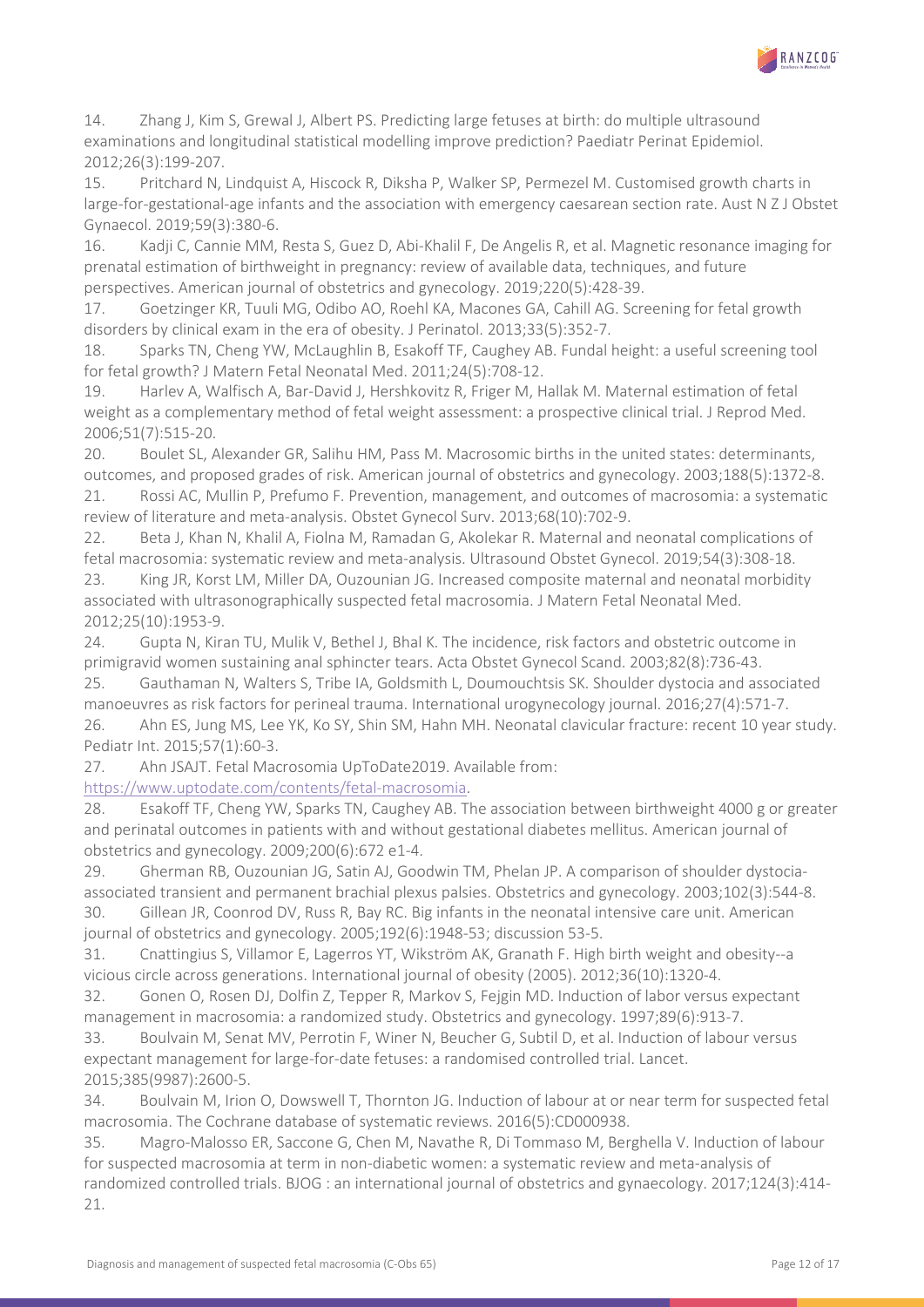14. Zhang J, Kim S, Grewal J, Albert PS. Predicting large fetuses at birth: do multiple ultrasound examinations and longitudinal statistical modelling improve prediction? Paediatr Perinat Epidemiol. 2012;26(3):199-207.

15. Pritchard N, Lindquist A, Hiscock R, Diksha P, Walker SP, Permezel M. Customised growth charts in large-for-gestational-age infants and the association with emergency caesarean section rate. Aust N Z J Obstet Gynaecol. 2019;59(3):380-6.

16. Kadji C, Cannie MM, Resta S, Guez D, Abi-Khalil F, De Angelis R, et al. Magnetic resonance imaging for prenatal estimation of birthweight in pregnancy: review of available data, techniques, and future perspectives. American journal of obstetrics and gynecology. 2019;220(5):428-39.

17. Goetzinger KR, Tuuli MG, Odibo AO, Roehl KA, Macones GA, Cahill AG. Screening for fetal growth disorders by clinical exam in the era of obesity. J Perinatol. 2013;33(5):352-7.

18. Sparks TN, Cheng YW, McLaughlin B, Esakoff TF, Caughey AB. Fundal height: a useful screening tool for fetal growth? J Matern Fetal Neonatal Med. 2011;24(5):708-12.

19. Harlev A, Walfisch A, Bar-David J, Hershkovitz R, Friger M, Hallak M. Maternal estimation of fetal weight as a complementary method of fetal weight assessment: a prospective clinical trial. J Reprod Med. 2006;51(7):515-20.

20. Boulet SL, Alexander GR, Salihu HM, Pass M. Macrosomic births in the united states: determinants, outcomes, and proposed grades of risk. American journal of obstetrics and gynecology. 2003;188(5):1372-8.

21. Rossi AC, Mullin P, Prefumo F. Prevention, management, and outcomes of macrosomia: a systematic review of literature and meta-analysis. Obstet Gynecol Surv. 2013;68(10):702-9.

22. Beta J, Khan N, Khalil A, Fiolna M, Ramadan G, Akolekar R. Maternal and neonatal complications of fetal macrosomia: systematic review and meta-analysis. Ultrasound Obstet Gynecol. 2019;54(3):308-18.

23. King JR, Korst LM, Miller DA, Ouzounian JG. Increased composite maternal and neonatal morbidity associated with ultrasonographically suspected fetal macrosomia. J Matern Fetal Neonatal Med. 2012;25(10):1953-9.

24. Gupta N, Kiran TU, Mulik V, Bethel J, Bhal K. The incidence, risk factors and obstetric outcome in primigravid women sustaining anal sphincter tears. Acta Obstet Gynecol Scand. 2003;82(8):736-43.

25. Gauthaman N, Walters S, Tribe IA, Goldsmith L, Doumouchtsis SK. Shoulder dystocia and associated manoeuvres as risk factors for perineal trauma. International urogynecology journal. 2016;27(4):571-7.

26. Ahn ES, Jung MS, Lee YK, Ko SY, Shin SM, Hahn MH. Neonatal clavicular fracture: recent 10 year study. Pediatr Int. 2015;57(1):60-3.

27. Ahn JSAJT. Fetal Macrosomia UpToDate2019. Available from: https://www.uptodate.com/contents/fetal-macrosomia.

28. Esakoff TF, Cheng YW, Sparks TN, Caughey AB. The association between birthweight 4000 g or greater and perinatal outcomes in patients with and without gestational diabetes mellitus. American journal of obstetrics and gynecology. 2009;200(6):672 e1-4.

29. Gherman RB, Ouzounian JG, Satin AJ, Goodwin TM, Phelan JP. A comparison of shoulder dystocia-associated transient and permanent brachial plexus palsies. Obstetrics and gynecology. 2003;102(3):544-8.

30. Gillean JR, Coonrod DV, Russ R, Bay RC. Big infants in the neonatal intensive care unit. American journal of obstetrics and gynecology. 2005;192(6):1948-53; discussion 53-5.

31. Cnattingius S, Villamor E, Lagerros YT, Wikström AK, Granath F. High birth weight and obesity--a vicious circle across generations. International journal of obesity (2005). 2012;36(10):1320-4.

32. Gonen O, Rosen DJ, Dolfin Z, Tepper R, Markov S, Fejgin MD. Induction of labor versus expectant management in macrosomia: a randomized study. Obstetrics and gynecology. 1997;89(6):913-7.

33. Boulvain M, Senat MV, Perrotin F, Winer N, Beucher G, Subtil D, et al. Induction of labour versus expectant management for large-for-date fetuses: a randomised controlled trial. Lancet. 2015;385(9987):2600-5.

34. Boulvain M, Irion O, Dowswell T, Thornton JG. Induction of labour at or near term for suspected fetal macrosomia. The Cochrane database of systematic reviews. 2016(5):CD000938.

35. Magro-Malosso ER, Saccone G, Chen M, Navathe R, Di Tommaso M, Berghella V. Induction of labour for suspected macrosomia at term in non-diabetic women: a systematic review and meta-analysis of randomized controlled trials. BJOG : an international journal of obstetrics and gynaecology. 2017;124(3):414-21.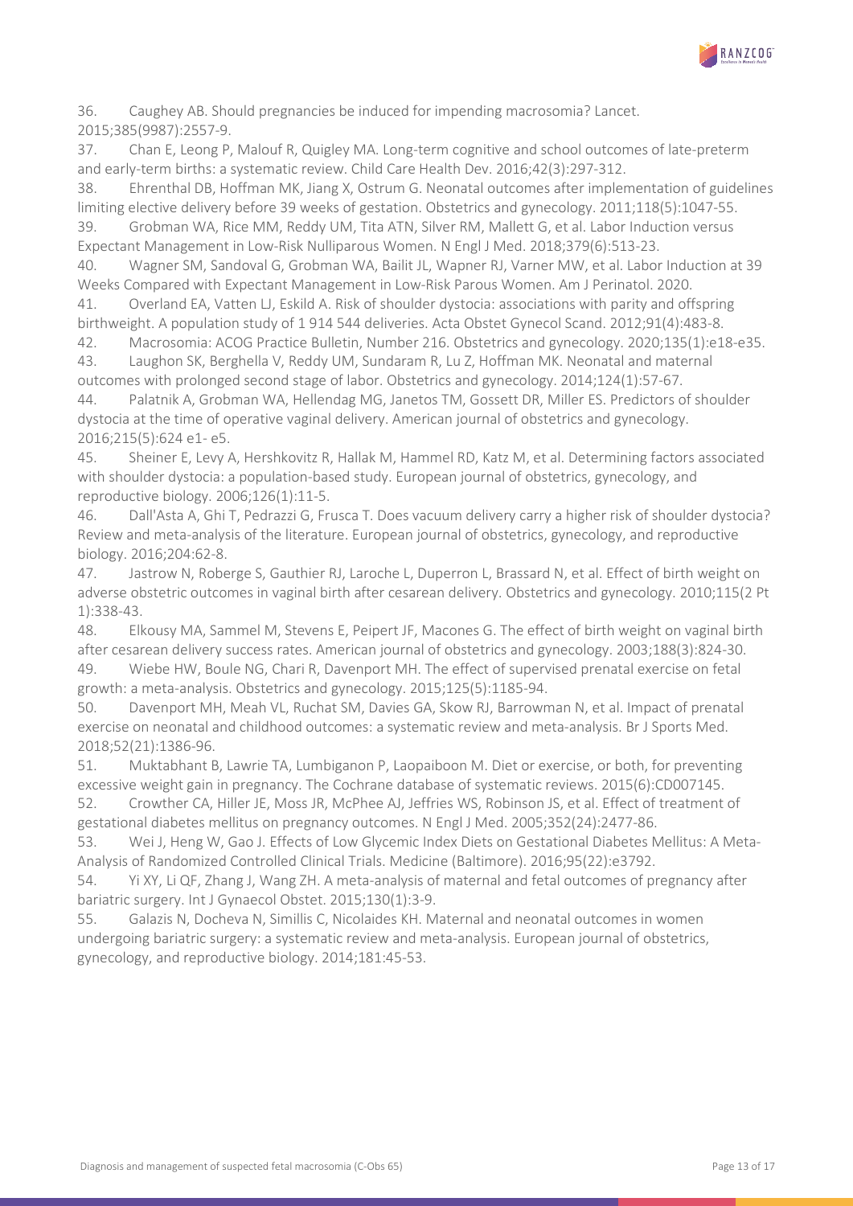36. Caughey AB. Should pregnancies be induced for impending macrosomia? Lancet. 2015;385(9987):2557-9.

37. Chan E, Leong P, Malouf R, Quigley MA. Long-term cognitive and school outcomes of late-preterm and early-term births: a systematic review. Child Care Health Dev. 2016;42(3):297-312.

38. Ehrenthal DB, Hoffman MK, Jiang X, Ostrum G. Neonatal outcomes after implementation of guidelines limiting elective delivery before 39 weeks of gestation. Obstetrics and gynecology. 2011;118(5):1047-55.

39. Grobman WA, Rice MM, Reddy UM, Tita ATN, Silver RM, Mallett G, et al. Labor Induction versus Expectant Management in Low-Risk Nulliparous Women. N Engl J Med. 2018;379(6):513-23.

40. Wagner SM, Sandoval G, Grobman WA, Bailit JL, Wapner RJ, Varner MW, et al. Labor Induction at 39 Weeks Compared with Expectant Management in Low-Risk Parous Women. Am J Perinatol. 2020.

41. Overland EA, Vatten LJ, Eskild A. Risk of shoulder dystocia: associations with parity and offspring birthweight. A population study of 1 914 544 deliveries. Acta Obstet Gynecol Scand. 2012;91(4):483-8.

42. Macrosomia: ACOG Practice Bulletin, Number 216. Obstetrics and gynecology. 2020;135(1):e18-e35.

43. Laughon SK, Berghella V, Reddy UM, Sundaram R, Lu Z, Hoffman MK. Neonatal and maternal outcomes with prolonged second stage of labor. Obstetrics and gynecology. 2014;124(1):57-67.

44. Palatnik A, Grobman WA, Hellendag MG, Janetos TM, Gossett DR, Miller ES. Predictors of shoulder dystocia at the time of operative vaginal delivery. American journal of obstetrics and gynecology. 2016;215(5):624 e1- e5.

45. Sheiner E, Levy A, Hershkovitz R, Hallak M, Hammel RD, Katz M, et al. Determining factors associated with shoulder dystocia: a population-based study. European journal of obstetrics, gynecology, and reproductive biology. 2006;126(1):11-5.

46. Dall'Asta A, Ghi T, Pedrazzi G, Frusca T. Does vacuum delivery carry a higher risk of shoulder dystocia? Review and meta-analysis of the literature. European journal of obstetrics, gynecology, and reproductive biology. 2016;204:62-8.

47. Jastrow N, Roberge S, Gauthier RJ, Laroche L, Duperron L, Brassard N, et al. Effect of birth weight on adverse obstetric outcomes in vaginal birth after cesarean delivery. Obstetrics and gynecology. 2010;115(2 Pt 1):338-43.

48. Elkousy MA, Sammel M, Stevens E, Peipert JF, Macones G. The effect of birth weight on vaginal birth after cesarean delivery success rates. American journal of obstetrics and gynecology. 2003;188(3):824-30.

49. Wiebe HW, Boule NG, Chari R, Davenport MH. The effect of supervised prenatal exercise on fetal growth: a meta-analysis. Obstetrics and gynecology. 2015;125(5):1185-94.

50. Davenport MH, Meah VL, Ruchat SM, Davies GA, Skow RJ, Barrowman N, et al. Impact of prenatal exercise on neonatal and childhood outcomes: a systematic review and meta-analysis. Br J Sports Med. 2018;52(21):1386-96.

51. Muktabhant B, Lawrie TA, Lumbiganon P, Laopaiboon M. Diet or exercise, or both, for preventing excessive weight gain in pregnancy. The Cochrane database of systematic reviews. 2015(6):CD007145.

52. Crowther CA, Hiller JE, Moss JR, McPhee AJ, Jeffries WS, Robinson JS, et al. Effect of treatment of gestational diabetes mellitus on pregnancy outcomes. N Engl J Med. 2005;352(24):2477-86.

53. Wei J, Heng W, Gao J. Effects of Low Glycemic Index Diets on Gestational Diabetes Mellitus: A Meta-Analysis of Randomized Controlled Clinical Trials. Medicine (Baltimore). 2016;95(22):e3792.

54. Yi XY, Li QF, Zhang J, Wang ZH. A meta-analysis of maternal and fetal outcomes of pregnancy after bariatric surgery. Int J Gynaecol Obstet. 2015;130(1):3-9.

55. Galazis N, Docheva N, Simillis C, Nicolaides KH. Maternal and neonatal outcomes in women undergoing bariatric surgery: a systematic review and meta-analysis. European journal of obstetrics, gynecology, and reproductive biology. 2014;181:45-53.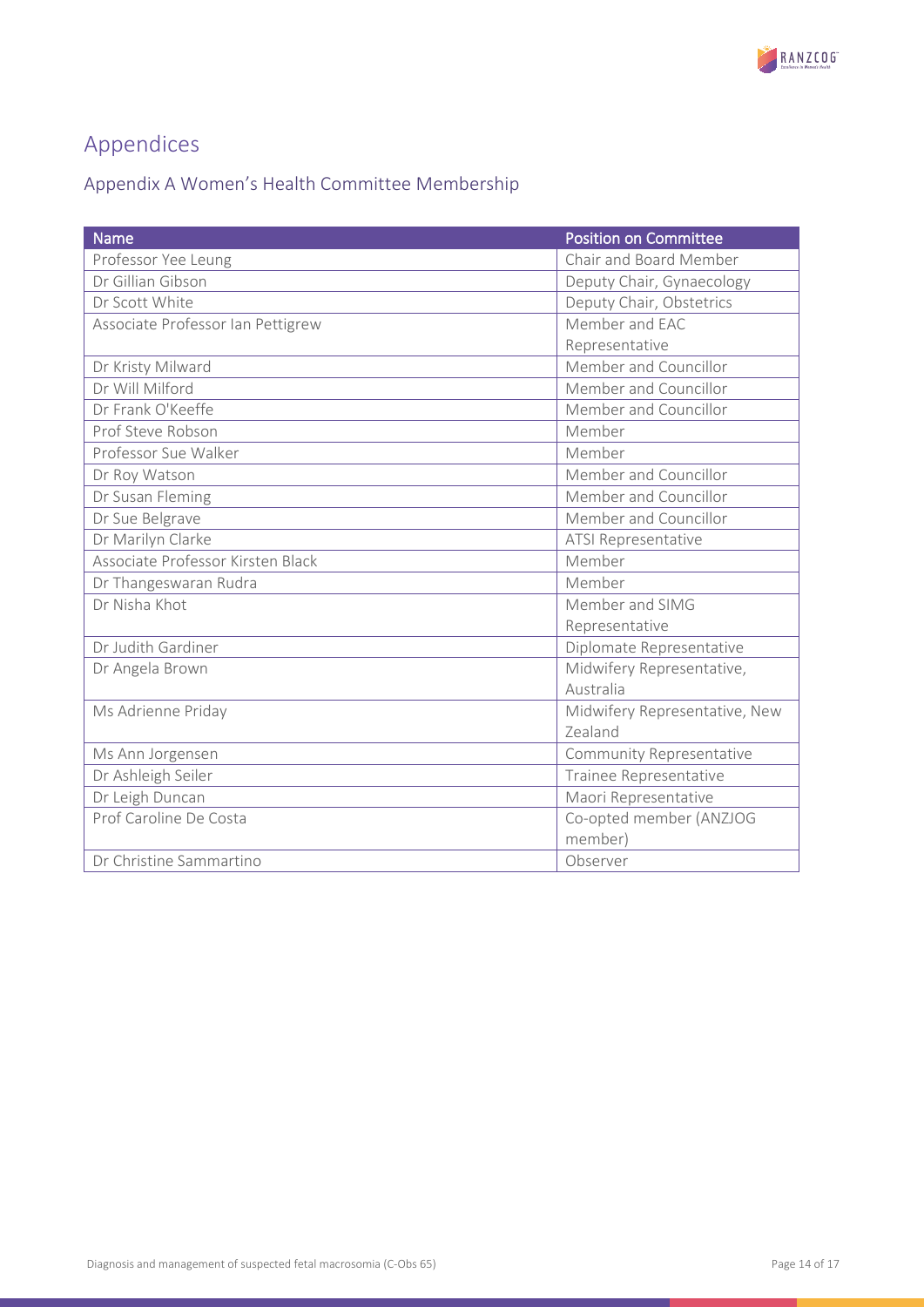# Appendices

## Appendix A Women's Health Committee Membership

| Name | Position on Committee |
|---|---|
| Professor Yee Leung | Chair and Board Member |
| Dr Gillian Gibson | Deputy Chair, Gynaecology |
| Dr Scott White | Deputy Chair, Obstetrics |
| Associate Professor Ian Pettigrew | Member and EAC Representative |
| Dr Kristy Milward | Member and Councillor |
| Dr Will Milford | Member and Councillor |
| Dr Frank O'Keeffe | Member and Councillor |
| Prof Steve Robson | Member |
| Professor Sue Walker | Member |
| Dr Roy Watson | Member and Councillor |
| Dr Susan Fleming | Member and Councillor |
| Dr Sue Belgrave | Member and Councillor |
| Dr Marilyn Clarke | ATSI Representative |
| Associate Professor Kirsten Black | Member |
| Dr Thangeswaran Rudra | Member |
| Dr Nisha Khot | Member and SIMG Representative |
| Dr Judith Gardiner | Diplomate Representative |
| Dr Angela Brown | Midwifery Representative, Australia |
| Ms Adrienne Priday | Midwifery Representative, New Zealand |
| Ms Ann Jorgensen | Community Representative |
| Dr Ashleigh Seiler | Trainee Representative |
| Dr Leigh Duncan | Maori Representative |
| Prof Caroline De Costa | Co-opted member (ANZJOG member) |
| Dr Christine Sammartino | Observer |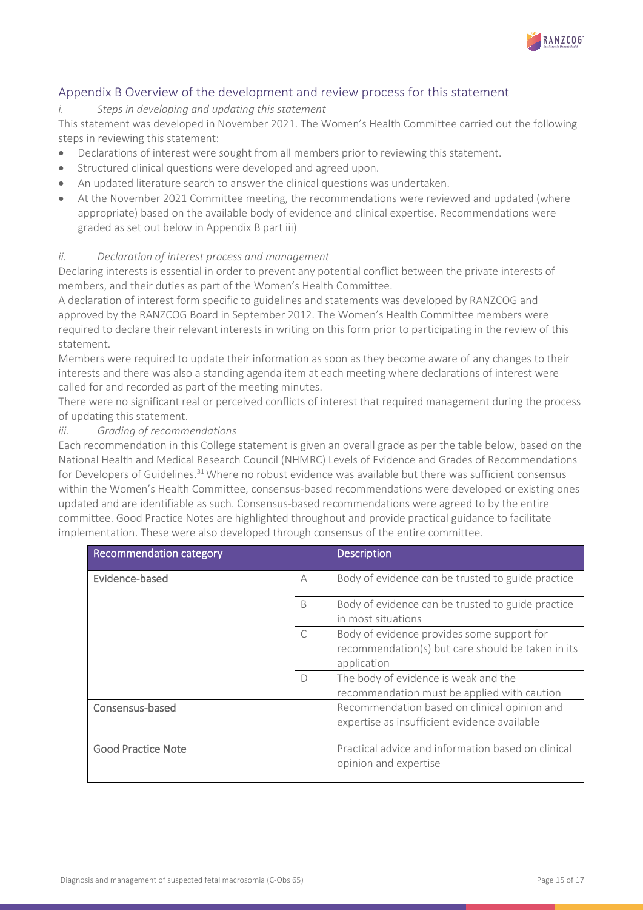## Appendix B Overview of the development and review process for this statement

*i. Steps in developing and updating this statement*

This statement was developed in November 2021. The Women's Health Committee carried out the following steps in reviewing this statement:

- Declarations of interest were sought from all members prior to reviewing this statement.
- Structured clinical questions were developed and agreed upon.
- An updated literature search to answer the clinical questions was undertaken.
- At the November 2021 Committee meeting, the recommendations were reviewed and updated (where appropriate) based on the available body of evidence and clinical expertise. Recommendations were graded as set out below in Appendix B part iii)

*ii. Declaration of interest process and management*

Declaring interests is essential in order to prevent any potential conflict between the private interests of members, and their duties as part of the Women's Health Committee.

A declaration of interest form specific to guidelines and statements was developed by RANZCOG and approved by the RANZCOG Board in September 2012. The Women's Health Committee members were required to declare their relevant interests in writing on this form prior to participating in the review of this statement.

Members were required to update their information as soon as they become aware of any changes to their interests and there was also a standing agenda item at each meeting where declarations of interest were called for and recorded as part of the meeting minutes.

There were no significant real or perceived conflicts of interest that required management during the process of updating this statement.

*iii. Grading of recommendations*

Each recommendation in this College statement is given an overall grade as per the table below, based on the National Health and Medical Research Council (NHMRC) Levels of Evidence and Grades of Recommendations for Developers of Guidelines.[31] Where no robust evidence was available but there was sufficient consensus within the Women's Health Committee, consensus-based recommendations were developed or existing ones updated and are identifiable as such. Consensus-based recommendations were agreed to by the entire committee. Good Practice Notes are highlighted throughout and provide practical guidance to facilitate implementation. These were also developed through consensus of the entire committee.

| Recommendation category | | Description |
|---|---|---|
| Evidence-based | A | Body of evidence can be trusted to guide practice |
| | B | Body of evidence can be trusted to guide practice in most situations |
| | C | Body of evidence provides some support for recommendation(s) but care should be taken in its application |
| | D | The body of evidence is weak and the recommendation must be applied with caution |
| Consensus-based | | Recommendation based on clinical opinion and expertise as insufficient evidence available |
| Good Practice Note | | Practical advice and information based on clinical opinion and expertise |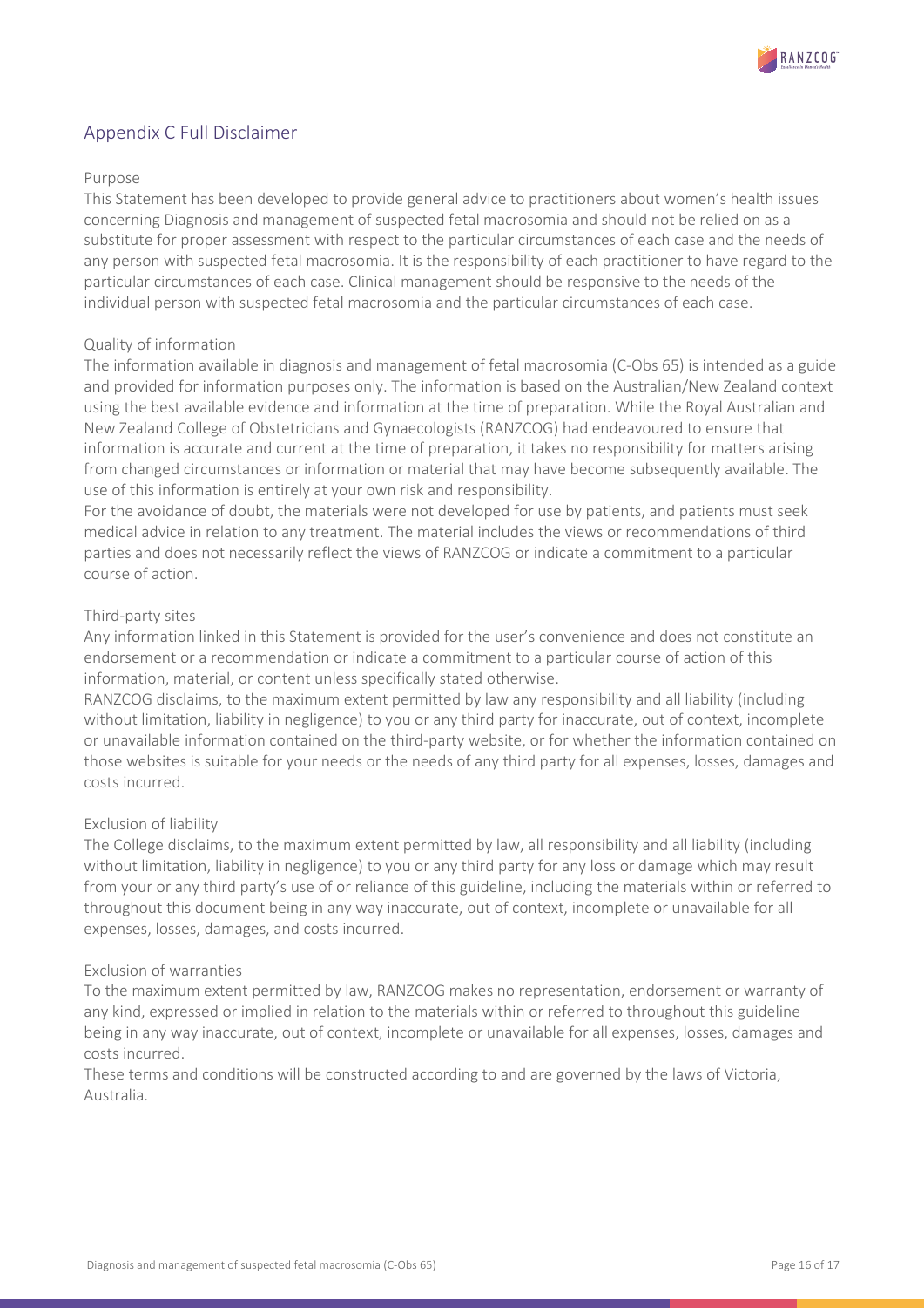## Appendix C Full Disclaimer

### Purpose

This Statement has been developed to provide general advice to practitioners about women's health issues concerning Diagnosis and management of suspected fetal macrosomia and should not be relied on as a substitute for proper assessment with respect to the particular circumstances of each case and the needs of any person with suspected fetal macrosomia. It is the responsibility of each practitioner to have regard to the particular circumstances of each case. Clinical management should be responsive to the needs of the individual person with suspected fetal macrosomia and the particular circumstances of each case.

### Quality of information

The information available in diagnosis and management of fetal macrosomia (C-Obs 65) is intended as a guide and provided for information purposes only. The information is based on the Australian/New Zealand context using the best available evidence and information at the time of preparation. While the Royal Australian and New Zealand College of Obstetricians and Gynaecologists (RANZCOG) had endeavoured to ensure that information is accurate and current at the time of preparation, it takes no responsibility for matters arising from changed circumstances or information or material that may have become subsequently available. The use of this information is entirely at your own risk and responsibility.

For the avoidance of doubt, the materials were not developed for use by patients, and patients must seek medical advice in relation to any treatment. The material includes the views or recommendations of third parties and does not necessarily reflect the views of RANZCOG or indicate a commitment to a particular course of action.

### Third-party sites

Any information linked in this Statement is provided for the user's convenience and does not constitute an endorsement or a recommendation or indicate a commitment to a particular course of action of this information, material, or content unless specifically stated otherwise.

RANZCOG disclaims, to the maximum extent permitted by law any responsibility and all liability (including without limitation, liability in negligence) to you or any third party for inaccurate, out of context, incomplete or unavailable information contained on the third-party website, or for whether the information contained on those websites is suitable for your needs or the needs of any third party for all expenses, losses, damages and costs incurred.

### Exclusion of liability

The College disclaims, to the maximum extent permitted by law, all responsibility and all liability (including without limitation, liability in negligence) to you or any third party for any loss or damage which may result from your or any third party's use of or reliance of this guideline, including the materials within or referred to throughout this document being in any way inaccurate, out of context, incomplete or unavailable for all expenses, losses, damages, and costs incurred.

### Exclusion of warranties

To the maximum extent permitted by law, RANZCOG makes no representation, endorsement or warranty of any kind, expressed or implied in relation to the materials within or referred to throughout this guideline being in any way inaccurate, out of context, incomplete or unavailable for all expenses, losses, damages and costs incurred.

These terms and conditions will be constructed according to and are governed by the laws of Victoria, Australia.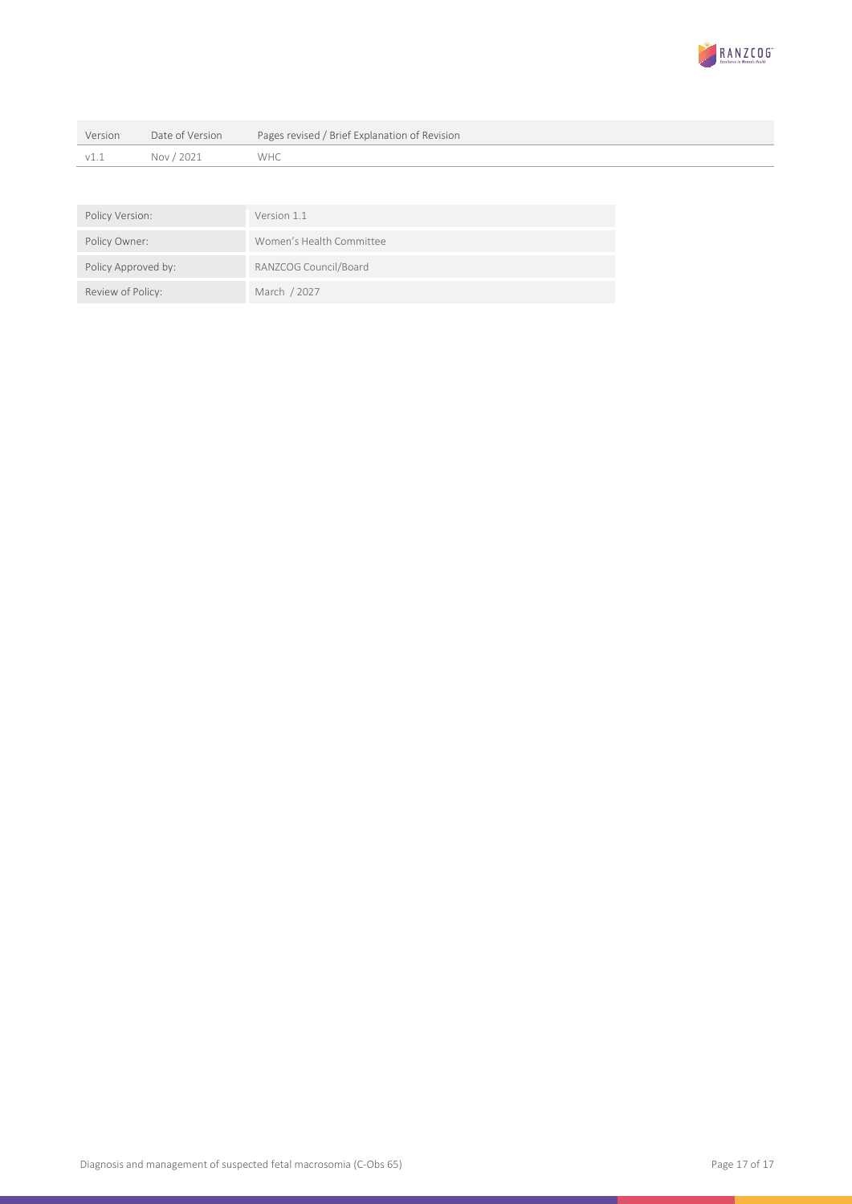| Version | Date of Version | Pages revised / Brief Explanation of Revision |
|---|---|---|
| v1.1 | Nov / 2021 | WHC |

| | |
|---|---|
| Policy Version: | Version 1.1 |
| Policy Owner: | Women's Health Committee |
| Policy Approved by: | RANZCOG Council/Board |
| Review of Policy: | March / 2027 |